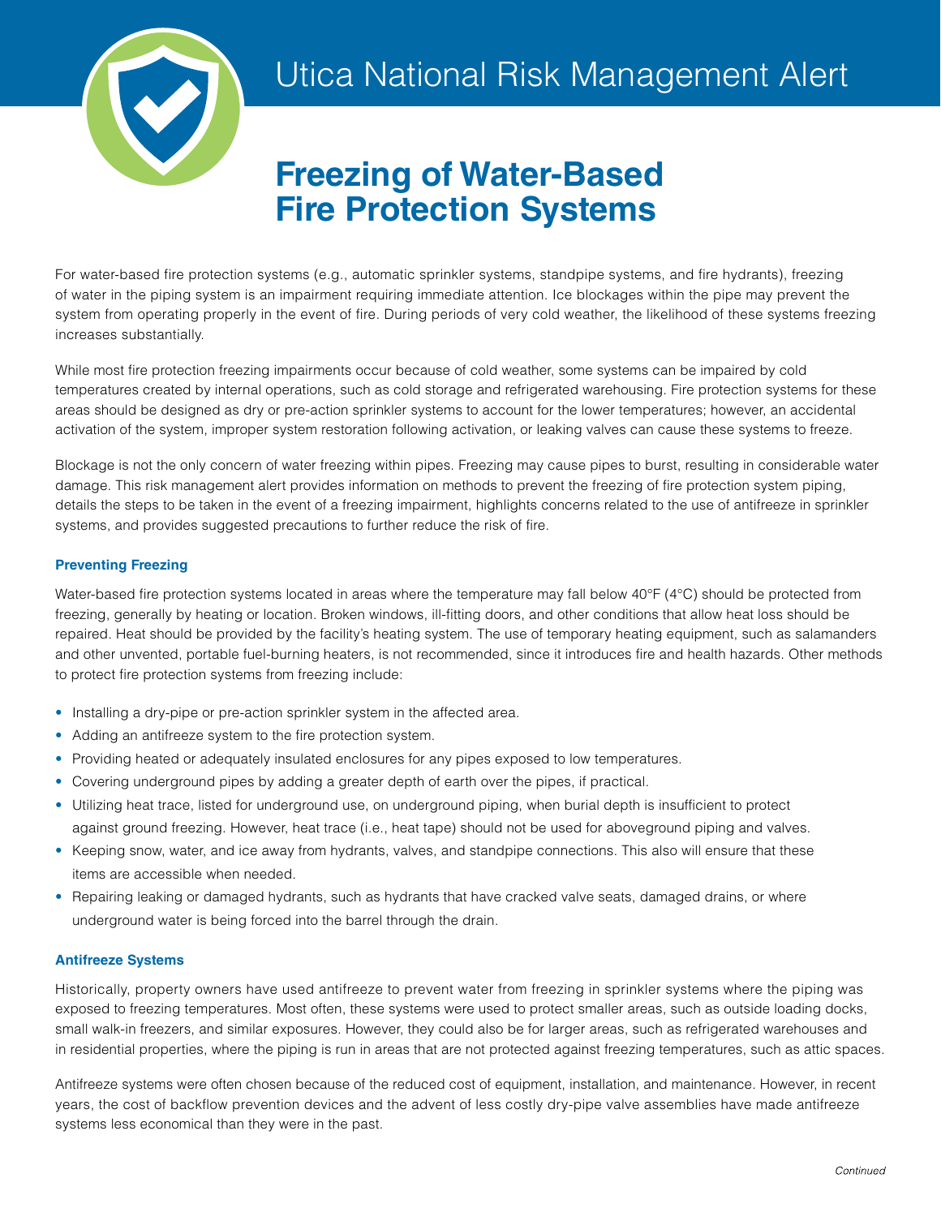# Utica National Risk Management Alert

## Freezing of Water-Based Fire Protection Systems

For water-based fire protection systems (e.g., automatic sprinkler systems, standpipe systems, and fire hydrants), freezing of water in the piping system is an impairment requiring immediate attention. Ice blockages within the pipe may prevent the system from operating properly in the event of fire. During periods of very cold weather, the likelihood of these systems freezing increases substantially.

While most fire protection freezing impairments occur because of cold weather, some systems can be impaired by cold temperatures created by internal operations, such as cold storage and refrigerated warehousing. Fire protection systems for these areas should be designed as dry or pre-action sprinkler systems to account for the lower temperatures; however, an accidental activation of the system, improper system restoration following activation, or leaking valves can cause these systems to freeze.

Blockage is not the only concern of water freezing within pipes. Freezing may cause pipes to burst, resulting in considerable water damage. This risk management alert provides information on methods to prevent the freezing of fire protection system piping, details the steps to be taken in the event of a freezing impairment, highlights concerns related to the use of antifreeze in sprinkler systems, and provides suggested precautions to further reduce the risk of fire.

### Preventing Freezing

Water-based fire protection systems located in areas where the temperature may fall below 40°F (4°C) should be protected from freezing, generally by heating or location. Broken windows, ill-fitting doors, and other conditions that allow heat loss should be repaired. Heat should be provided by the facility's heating system. The use of temporary heating equipment, such as salamanders and other unvented, portable fuel-burning heaters, is not recommended, since it introduces fire and health hazards. Other methods to protect fire protection systems from freezing include:

- Installing a dry-pipe or pre-action sprinkler system in the affected area.
- Adding an antifreeze system to the fire protection system.
- Providing heated or adequately insulated enclosures for any pipes exposed to low temperatures.
- Covering underground pipes by adding a greater depth of earth over the pipes, if practical.
- Utilizing heat trace, listed for underground use, on underground piping, when burial depth is insufficient to protect against ground freezing. However, heat trace (i.e., heat tape) should not be used for aboveground piping and valves.
- Keeping snow, water, and ice away from hydrants, valves, and standpipe connections. This also will ensure that these items are accessible when needed.
- Repairing leaking or damaged hydrants, such as hydrants that have cracked valve seats, damaged drains, or where underground water is being forced into the barrel through the drain.

### Antifreeze Systems

Historically, property owners have used antifreeze to prevent water from freezing in sprinkler systems where the piping was exposed to freezing temperatures. Most often, these systems were used to protect smaller areas, such as outside loading docks, small walk-in freezers, and similar exposures. However, they could also be for larger areas, such as refrigerated warehouses and in residential properties, where the piping is run in areas that are not protected against freezing temperatures, such as attic spaces.

Antifreeze systems were often chosen because of the reduced cost of equipment, installation, and maintenance. However, in recent years, the cost of backflow prevention devices and the advent of less costly dry-pipe valve assemblies have made antifreeze systems less economical than they were in the past.

*Continued*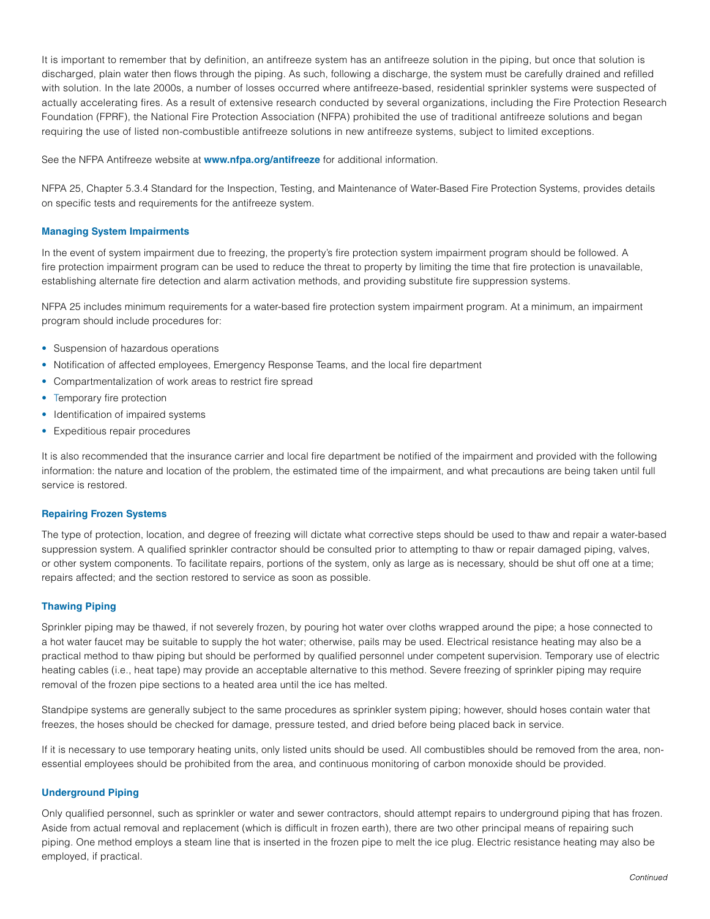It is important to remember that by definition, an antifreeze system has an antifreeze solution in the piping, but once that solution is discharged, plain water then flows through the piping. As such, following a discharge, the system must be carefully drained and refilled with solution. In the late 2000s, a number of losses occurred where antifreeze-based, residential sprinkler systems were suspected of actually accelerating fires. As a result of extensive research conducted by several organizations, including the Fire Protection Research Foundation (FPRF), the National Fire Protection Association (NFPA) prohibited the use of traditional antifreeze solutions and began requiring the use of listed non-combustible antifreeze solutions in new antifreeze systems, subject to limited exceptions.

See the NFPA Antifreeze website at **www.nfpa.org/antifreeze** for additional information.

NFPA 25, Chapter 5.3.4 Standard for the Inspection, Testing, and Maintenance of Water-Based Fire Protection Systems, provides details on specific tests and requirements for the antifreeze system.

### Managing System Impairments

In the event of system impairment due to freezing, the property's fire protection system impairment program should be followed. A fire protection impairment program can be used to reduce the threat to property by limiting the time that fire protection is unavailable, establishing alternate fire detection and alarm activation methods, and providing substitute fire suppression systems.

NFPA 25 includes minimum requirements for a water-based fire protection system impairment program. At a minimum, an impairment program should include procedures for:

- Suspension of hazardous operations
- Notification of affected employees, Emergency Response Teams, and the local fire department
- Compartmentalization of work areas to restrict fire spread
- Temporary fire protection
- Identification of impaired systems
- Expeditious repair procedures

It is also recommended that the insurance carrier and local fire department be notified of the impairment and provided with the following information: the nature and location of the problem, the estimated time of the impairment, and what precautions are being taken until full service is restored.

### Repairing Frozen Systems

The type of protection, location, and degree of freezing will dictate what corrective steps should be used to thaw and repair a water-based suppression system. A qualified sprinkler contractor should be consulted prior to attempting to thaw or repair damaged piping, valves, or other system components. To facilitate repairs, portions of the system, only as large as is necessary, should be shut off one at a time; repairs affected; and the section restored to service as soon as possible.

### Thawing Piping

Sprinkler piping may be thawed, if not severely frozen, by pouring hot water over cloths wrapped around the pipe; a hose connected to a hot water faucet may be suitable to supply the hot water; otherwise, pails may be used. Electrical resistance heating may also be a practical method to thaw piping but should be performed by qualified personnel under competent supervision. Temporary use of electric heating cables (i.e., heat tape) may provide an acceptable alternative to this method. Severe freezing of sprinkler piping may require removal of the frozen pipe sections to a heated area until the ice has melted.

Standpipe systems are generally subject to the same procedures as sprinkler system piping; however, should hoses contain water that freezes, the hoses should be checked for damage, pressure tested, and dried before being placed back in service.

If it is necessary to use temporary heating units, only listed units should be used. All combustibles should be removed from the area, non-essential employees should be prohibited from the area, and continuous monitoring of carbon monoxide should be provided.

### Underground Piping

Only qualified personnel, such as sprinkler or water and sewer contractors, should attempt repairs to underground piping that has frozen. Aside from actual removal and replacement (which is difficult in frozen earth), there are two other principal means of repairing such piping. One method employs a steam line that is inserted in the frozen pipe to melt the ice plug. Electric resistance heating may also be employed, if practical.

*Continued*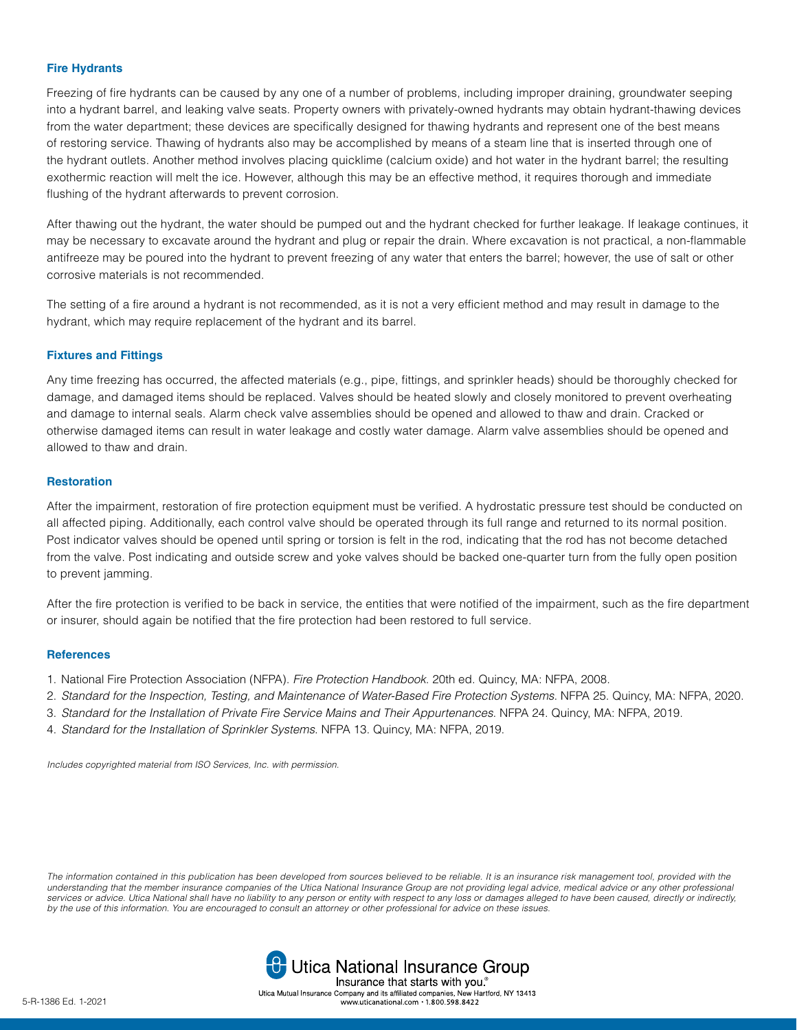### Fire Hydrants

Freezing of fire hydrants can be caused by any one of a number of problems, including improper draining, groundwater seeping into a hydrant barrel, and leaking valve seats. Property owners with privately-owned hydrants may obtain hydrant-thawing devices from the water department; these devices are specifically designed for thawing hydrants and represent one of the best means of restoring service. Thawing of hydrants also may be accomplished by means of a steam line that is inserted through one of the hydrant outlets. Another method involves placing quicklime (calcium oxide) and hot water in the hydrant barrel; the resulting exothermic reaction will melt the ice. However, although this may be an effective method, it requires thorough and immediate flushing of the hydrant afterwards to prevent corrosion.

After thawing out the hydrant, the water should be pumped out and the hydrant checked for further leakage. If leakage continues, it may be necessary to excavate around the hydrant and plug or repair the drain. Where excavation is not practical, a non-flammable antifreeze may be poured into the hydrant to prevent freezing of any water that enters the barrel; however, the use of salt or other corrosive materials is not recommended.

The setting of a fire around a hydrant is not recommended, as it is not a very efficient method and may result in damage to the hydrant, which may require replacement of the hydrant and its barrel.

### Fixtures and Fittings

Any time freezing has occurred, the affected materials (e.g., pipe, fittings, and sprinkler heads) should be thoroughly checked for damage, and damaged items should be replaced. Valves should be heated slowly and closely monitored to prevent overheating and damage to internal seals. Alarm check valve assemblies should be opened and allowed to thaw and drain. Cracked or otherwise damaged items can result in water leakage and costly water damage. Alarm valve assemblies should be opened and allowed to thaw and drain.

### Restoration

After the impairment, restoration of fire protection equipment must be verified. A hydrostatic pressure test should be conducted on all affected piping. Additionally, each control valve should be operated through its full range and returned to its normal position. Post indicator valves should be opened until spring or torsion is felt in the rod, indicating that the rod has not become detached from the valve. Post indicating and outside screw and yoke valves should be backed one-quarter turn from the fully open position to prevent jamming.

After the fire protection is verified to be back in service, the entities that were notified of the impairment, such as the fire department or insurer, should again be notified that the fire protection had been restored to full service.

### References

1. National Fire Protection Association (NFPA). *Fire Protection Handbook*. 20th ed. Quincy, MA: NFPA, 2008.
2. *Standard for the Inspection, Testing, and Maintenance of Water-Based Fire Protection Systems*. NFPA 25. Quincy, MA: NFPA, 2020.
3. *Standard for the Installation of Private Fire Service Mains and Their Appurtenances*. NFPA 24. Quincy, MA: NFPA, 2019.
4. *Standard for the Installation of Sprinkler Systems*. NFPA 13. Quincy, MA: NFPA, 2019.

*Includes copyrighted material from ISO Services, Inc. with permission.*

*The information contained in this publication has been developed from sources believed to be reliable. It is an insurance risk management tool, provided with the understanding that the member insurance companies of the Utica National Insurance Group are not providing legal advice, medical advice or any other professional services or advice. Utica National shall have no liability to any person or entity with respect to any loss or damages alleged to have been caused, directly or indirectly, by the use of this information. You are encouraged to consult an attorney or other professional for advice on these issues.*

Utica National Insurance Group
Insurance that starts with you.®
Utica Mutual Insurance Company and its affiliated companies, New Hartford, NY 13413
www.uticanational.com • 1.800.598.8422

5-R-1386 Ed. 1-2021